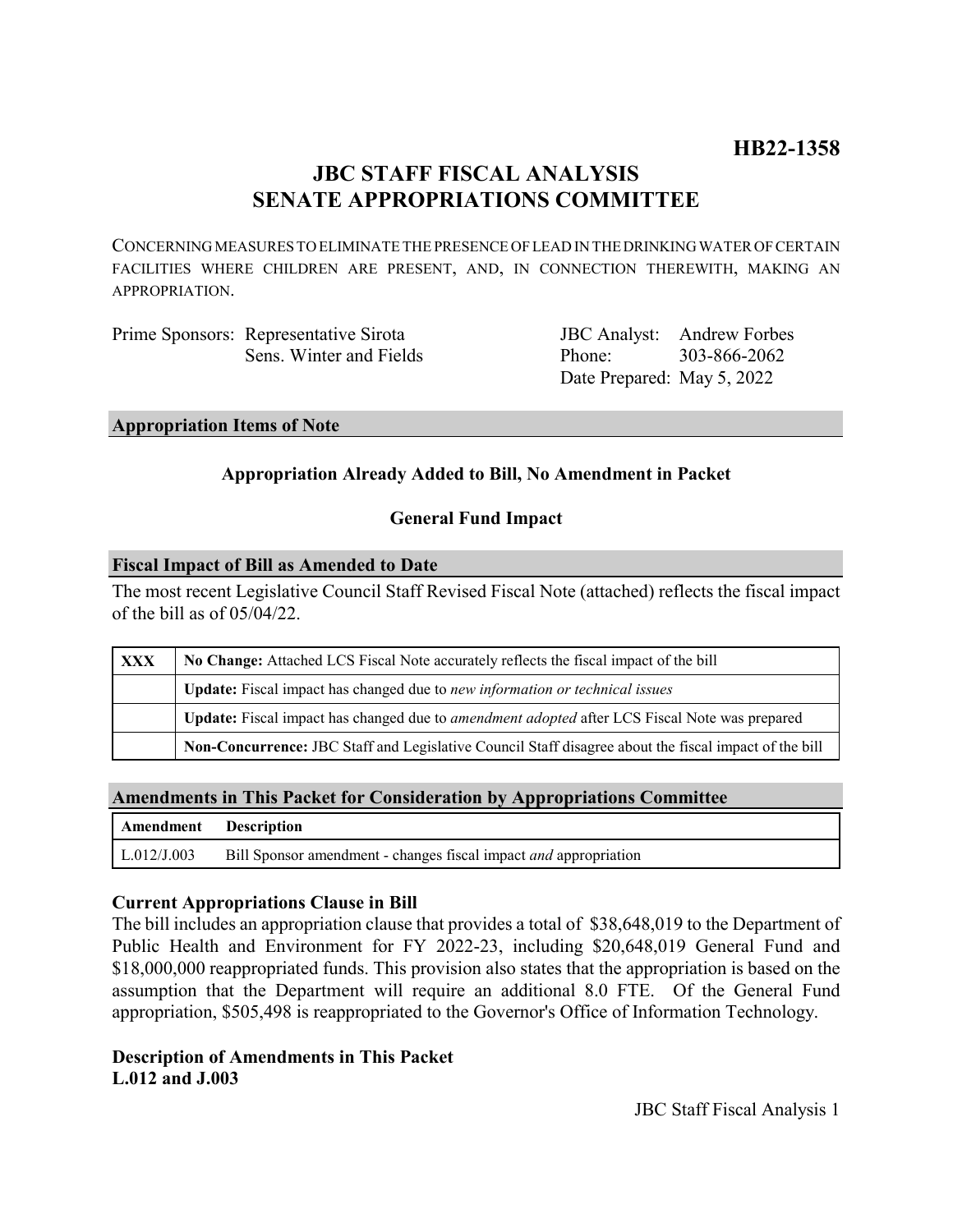# HB22-1358

## JBC STAFF FISCAL ANALYSIS
## SENATE APPROPRIATIONS COMMITTEE

CONCERNING MEASURES TO ELIMINATE THE PRESENCE OF LEAD IN THE DRINKING WATER OF CERTAIN FACILITIES WHERE CHILDREN ARE PRESENT, AND, IN CONNECTION THEREWITH, MAKING AN APPROPRIATION.

| | | | |
|---|---|---|---|
| Prime Sponsors: | Representative Sirota | JBC Analyst: | Andrew Forbes |
| | Sens. Winter and Fields | Phone: | 303-866-2062 |
| | | Date Prepared: | May 5, 2022 |

### Appropriation Items of Note

**Appropriation Already Added to Bill, No Amendment in Packet**

**General Fund Impact**

### Fiscal Impact of Bill as Amended to Date

The most recent Legislative Council Staff Revised Fiscal Note (attached) reflects the fiscal impact of the bill as of 05/04/22.

| | |
|---|---|
| **XXX** | **No Change:** Attached LCS Fiscal Note accurately reflects the fiscal impact of the bill |
| | **Update:** Fiscal impact has changed due to *new information or technical issues* |
| | **Update:** Fiscal impact has changed due to *amendment adopted* after LCS Fiscal Note was prepared |
| | **Non-Concurrence:** JBC Staff and Legislative Council Staff disagree about the fiscal impact of the bill |

### Amendments in This Packet for Consideration by Appropriations Committee

| Amendment | Description |
|---|---|
| L.012/J.003 | Bill Sponsor amendment - changes fiscal impact *and* appropriation |

### Current Appropriations Clause in Bill

The bill includes an appropriation clause that provides a total of $38,648,019 to the Department of Public Health and Environment for FY 2022-23, including $20,648,019 General Fund and $18,000,000 reappropriated funds. This provision also states that the appropriation is based on the assumption that the Department will require an additional 8.0 FTE. Of the General Fund appropriation, $505,498 is reappropriated to the Governor's Office of Information Technology.

### Description of Amendments in This Packet
**L.012 and J.003**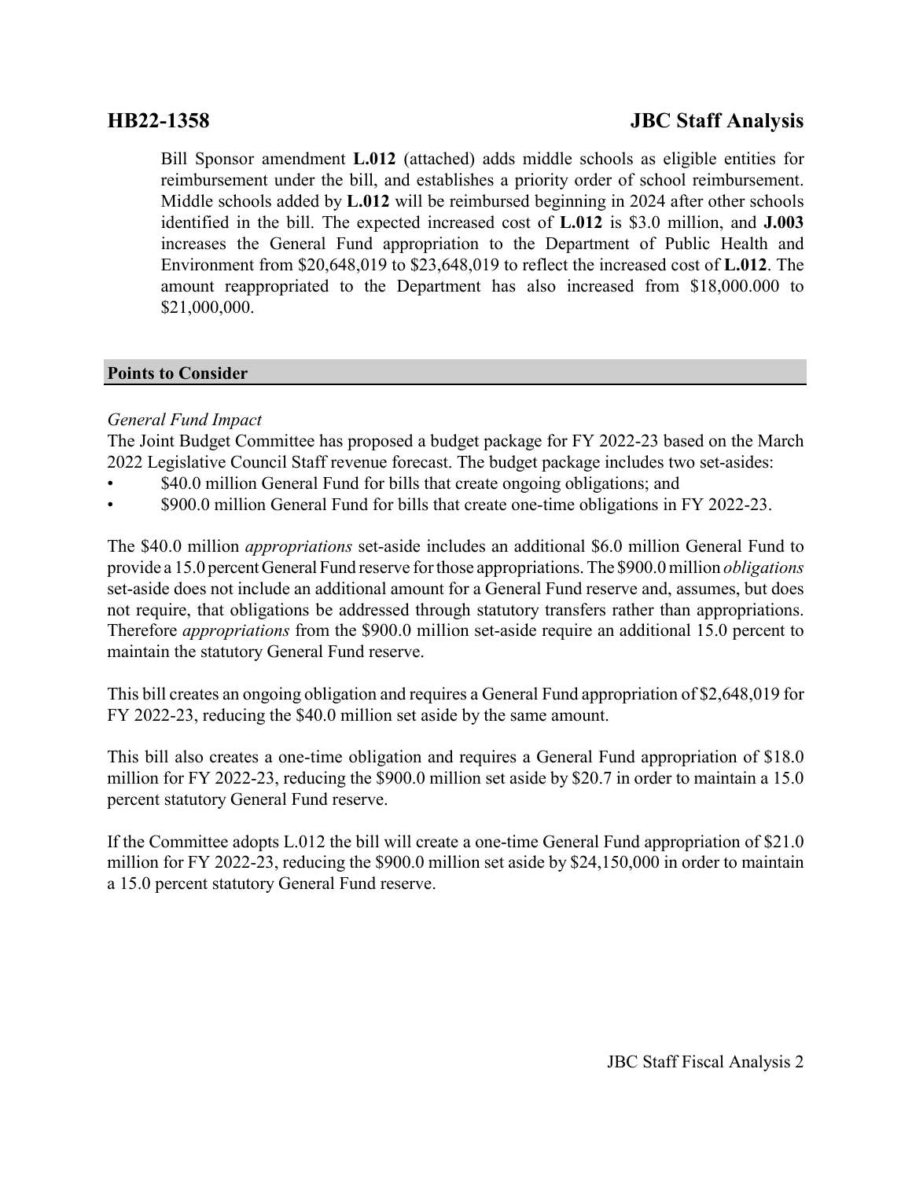Bill Sponsor amendment **L.012** (attached) adds middle schools as eligible entities for reimbursement under the bill, and establishes a priority order of school reimbursement. Middle schools added by **L.012** will be reimbursed beginning in 2024 after other schools identified in the bill. The expected increased cost of **L.012** is $3.0 million, and **J.003** increases the General Fund appropriation to the Department of Public Health and Environment from $20,648,019 to $23,648,019 to reflect the increased cost of **L.012**. The amount reappropriated to the Department has also increased from $18,000.000 to $21,000,000.

## Points to Consider

*General Fund Impact*

The Joint Budget Committee has proposed a budget package for FY 2022-23 based on the March 2022 Legislative Council Staff revenue forecast. The budget package includes two set-asides:

- $40.0 million General Fund for bills that create ongoing obligations; and
- $900.0 million General Fund for bills that create one-time obligations in FY 2022-23.

The $40.0 million *appropriations* set-aside includes an additional $6.0 million General Fund to provide a 15.0 percent General Fund reserve for those appropriations. The $900.0 million *obligations* set-aside does not include an additional amount for a General Fund reserve and, assumes, but does not require, that obligations be addressed through statutory transfers rather than appropriations. Therefore *appropriations* from the $900.0 million set-aside require an additional 15.0 percent to maintain the statutory General Fund reserve.

This bill creates an ongoing obligation and requires a General Fund appropriation of $2,648,019 for FY 2022-23, reducing the $40.0 million set aside by the same amount.

This bill also creates a one-time obligation and requires a General Fund appropriation of $18.0 million for FY 2022-23, reducing the $900.0 million set aside by $20.7 in order to maintain a 15.0 percent statutory General Fund reserve.

If the Committee adopts L.012 the bill will create a one-time General Fund appropriation of $21.0 million for FY 2022-23, reducing the $900.0 million set aside by $24,150,000 in order to maintain a 15.0 percent statutory General Fund reserve.